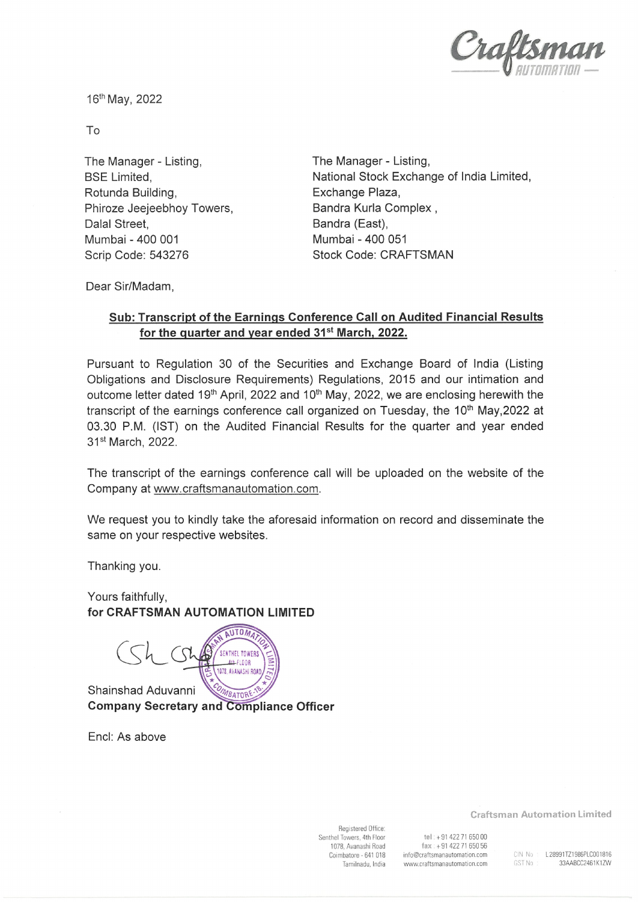16th May, 2022

To

The Manager - Listing,
BSE Limited,
Rotunda Building,
Phiroze Jeejeebhoy Towers,
Dalal Street,
Mumbai - 400 001
Scrip Code: 543276

The Manager - Listing,
National Stock Exchange of India Limited,
Exchange Plaza,
Bandra Kurla Complex ,
Bandra (East),
Mumbai - 400 051
Stock Code: CRAFTSMAN

Dear Sir/Madam,

**Sub: Transcript of the Earnings Conference Call on Audited Financial Results for the quarter and year ended 31st March, 2022.**

Pursuant to Regulation 30 of the Securities and Exchange Board of India (Listing Obligations and Disclosure Requirements) Regulations, 2015 and our intimation and outcome letter dated 19th April, 2022 and 10th May, 2022, we are enclosing herewith the transcript of the earnings conference call organized on Tuesday, the 10th May,2022 at 03.30 P.M. (IST) on the Audited Financial Results for the quarter and year ended 31st March, 2022.

The transcript of the earnings conference call will be uploaded on the website of the Company at www.craftsmanautomation.com.

We request you to kindly take the aforesaid information on record and disseminate the same on your respective websites.

Thanking you.

Yours faithfully,
**for CRAFTSMAN AUTOMATION LIMITED**

Shainshad Aduvanni
**Company Secretary and Compliance Officer**

Encl: As above

**Craftsman Automation Limited**

Registered Office:
Senthel Towers, 4th Floor
1078, Avanashi Road
Coimbatore - 641 018
Tamilnadu, India

tel : +91 422 71 650 00
fax : +91 422 71 650 56
info@craftsmanautomation.com
www.craftsmanautomation.com

CIN No : L28991TZ1986PLC001816
GST No : 33AABCC2461K1ZW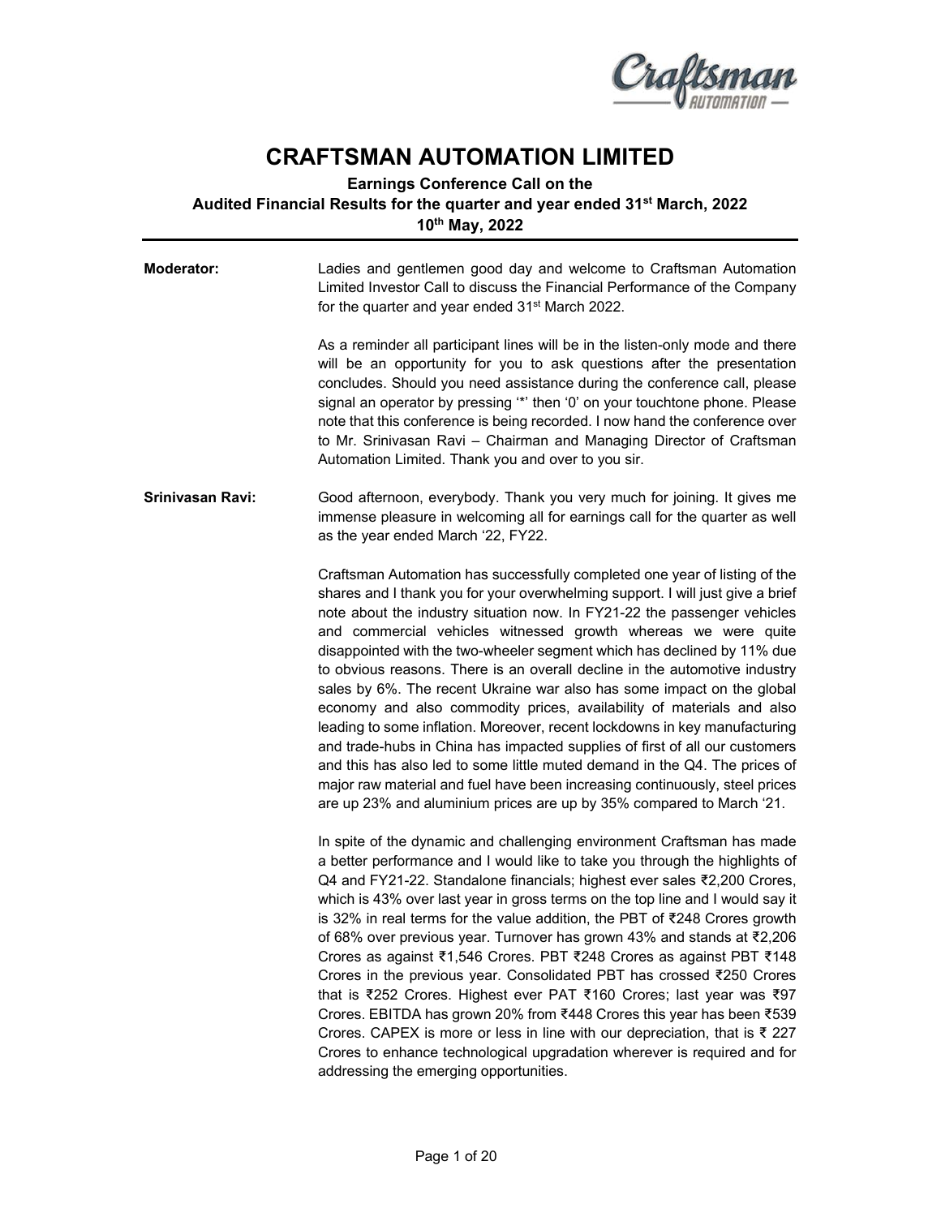# CRAFTSMAN AUTOMATION LIMITED

**Earnings Conference Call on the**
**Audited Financial Results for the quarter and year ended 31st March, 2022**
**10th May, 2022**

---

**Moderator:** Ladies and gentlemen good day and welcome to Craftsman Automation Limited Investor Call to discuss the Financial Performance of the Company for the quarter and year ended 31st March 2022.

As a reminder all participant lines will be in the listen-only mode and there will be an opportunity for you to ask questions after the presentation concludes. Should you need assistance during the conference call, please signal an operator by pressing '*' then '0' on your touchtone phone. Please note that this conference is being recorded. I now hand the conference over to Mr. Srinivasan Ravi – Chairman and Managing Director of Craftsman Automation Limited. Thank you and over to you sir.

**Srinivasan Ravi:** Good afternoon, everybody. Thank you very much for joining. It gives me immense pleasure in welcoming all for earnings call for the quarter as well as the year ended March '22, FY22.

Craftsman Automation has successfully completed one year of listing of the shares and I thank you for your overwhelming support. I will just give a brief note about the industry situation now. In FY21-22 the passenger vehicles and commercial vehicles witnessed growth whereas we were quite disappointed with the two-wheeler segment which has declined by 11% due to obvious reasons. There is an overall decline in the automotive industry sales by 6%. The recent Ukraine war also has some impact on the global economy and also commodity prices, availability of materials and also leading to some inflation. Moreover, recent lockdowns in key manufacturing and trade-hubs in China has impacted supplies of first of all our customers and this has also led to some little muted demand in the Q4. The prices of major raw material and fuel have been increasing continuously, steel prices are up 23% and aluminium prices are up by 35% compared to March '21.

In spite of the dynamic and challenging environment Craftsman has made a better performance and I would like to take you through the highlights of Q4 and FY21-22. Standalone financials; highest ever sales ₹2,200 Crores, which is 43% over last year in gross terms on the top line and I would say it is 32% in real terms for the value addition, the PBT of ₹248 Crores growth of 68% over previous year. Turnover has grown 43% and stands at ₹2,206 Crores as against ₹1,546 Crores. PBT ₹248 Crores as against PBT ₹148 Crores in the previous year. Consolidated PBT has crossed ₹250 Crores that is ₹252 Crores. Highest ever PAT ₹160 Crores; last year was ₹97 Crores. EBITDA has grown 20% from ₹448 Crores this year has been ₹539 Crores. CAPEX is more or less in line with our depreciation, that is ₹ 227 Crores to enhance technological upgradation wherever is required and for addressing the emerging opportunities.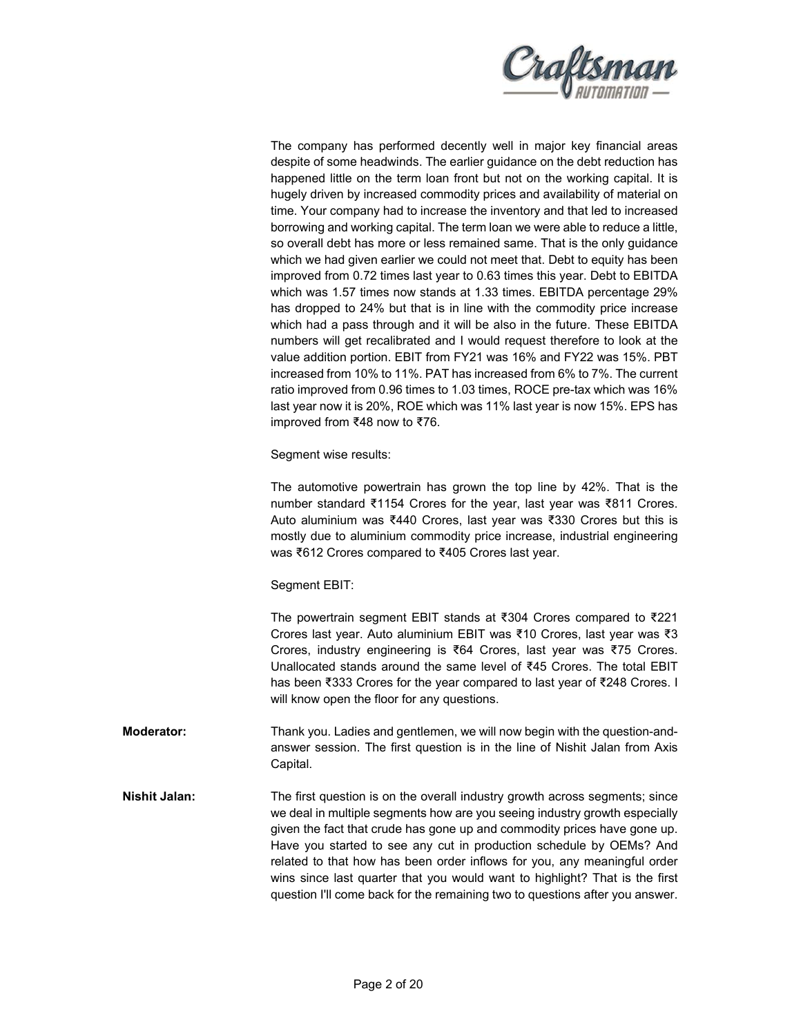The company has performed decently well in major key financial areas despite of some headwinds. The earlier guidance on the debt reduction has happened little on the term loan front but not on the working capital. It is hugely driven by increased commodity prices and availability of material on time. Your company had to increase the inventory and that led to increased borrowing and working capital. The term loan we were able to reduce a little, so overall debt has more or less remained same. That is the only guidance which we had given earlier we could not meet that. Debt to equity has been improved from 0.72 times last year to 0.63 times this year. Debt to EBITDA which was 1.57 times now stands at 1.33 times. EBITDA percentage 29% has dropped to 24% but that is in line with the commodity price increase which had a pass through and it will be also in the future. These EBITDA numbers will get recalibrated and I would request therefore to look at the value addition portion. EBIT from FY21 was 16% and FY22 was 15%. PBT increased from 10% to 11%. PAT has increased from 6% to 7%. The current ratio improved from 0.96 times to 1.03 times, ROCE pre-tax which was 16% last year now it is 20%, ROE which was 11% last year is now 15%. EPS has improved from ₹48 now to ₹76.

Segment wise results:

The automotive powertrain has grown the top line by 42%. That is the number standard ₹1154 Crores for the year, last year was ₹811 Crores. Auto aluminium was ₹440 Crores, last year was ₹330 Crores but this is mostly due to aluminium commodity price increase, industrial engineering was ₹612 Crores compared to ₹405 Crores last year.

Segment EBIT:

The powertrain segment EBIT stands at ₹304 Crores compared to ₹221 Crores last year. Auto aluminium EBIT was ₹10 Crores, last year was ₹3 Crores, industry engineering is ₹64 Crores, last year was ₹75 Crores. Unallocated stands around the same level of ₹45 Crores. The total EBIT has been ₹333 Crores for the year compared to last year of ₹248 Crores. I will know open the floor for any questions.

**Moderator:** Thank you. Ladies and gentlemen, we will now begin with the question-and-answer session. The first question is in the line of Nishit Jalan from Axis Capital.

**Nishit Jalan:** The first question is on the overall industry growth across segments; since we deal in multiple segments how are you seeing industry growth especially given the fact that crude has gone up and commodity prices have gone up. Have you started to see any cut in production schedule by OEMs? And related to that how has been order inflows for you, any meaningful order wins since last quarter that you would want to highlight? That is the first question I'll come back for the remaining two to questions after you answer.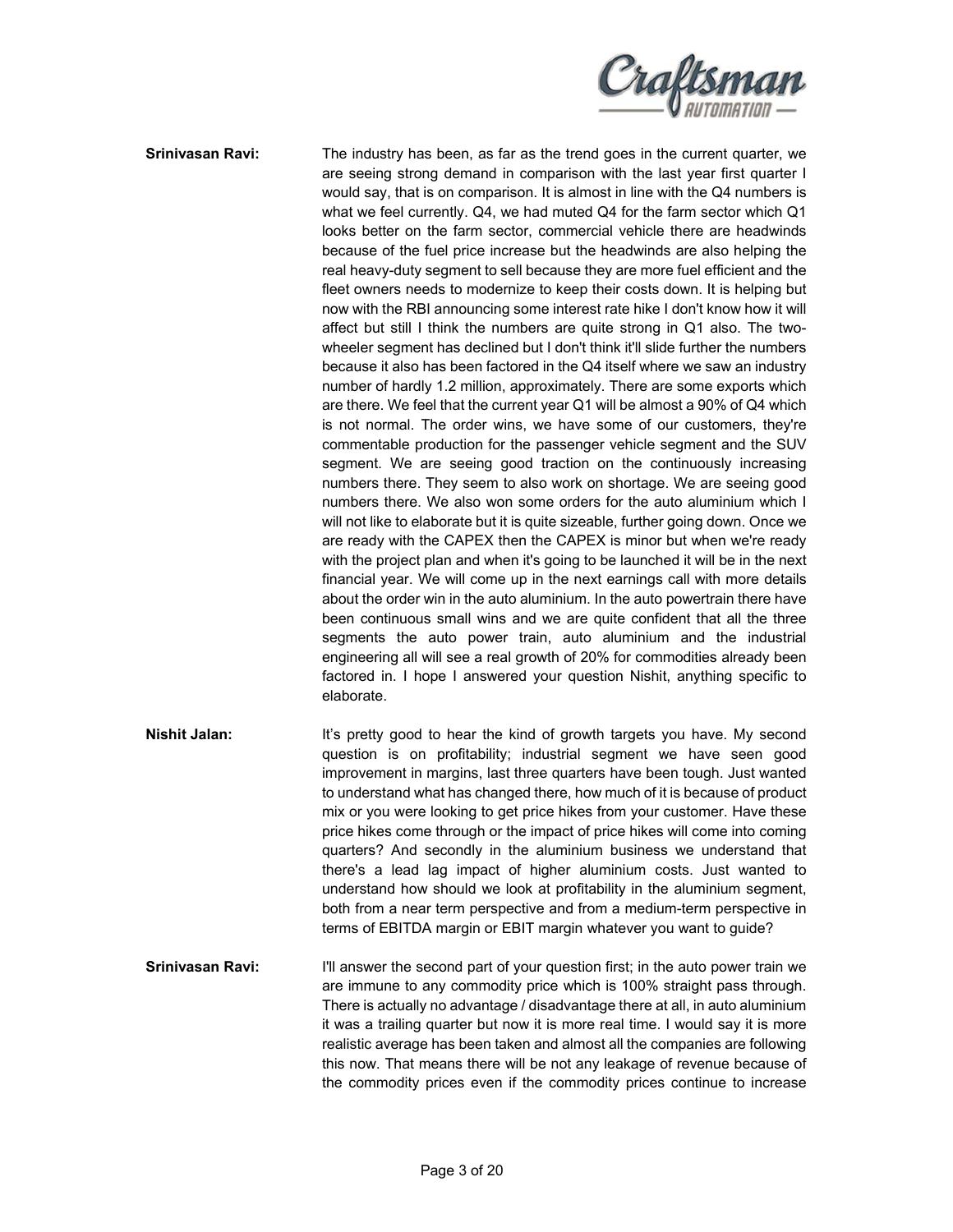**Srinivasan Ravi:** The industry has been, as far as the trend goes in the current quarter, we are seeing strong demand in comparison with the last year first quarter I would say, that is on comparison. It is almost in line with the Q4 numbers is what we feel currently. Q4, we had muted Q4 for the farm sector which Q1 looks better on the farm sector, commercial vehicle there are headwinds because of the fuel price increase but the headwinds are also helping the real heavy-duty segment to sell because they are more fuel efficient and the fleet owners needs to modernize to keep their costs down. It is helping but now with the RBI announcing some interest rate hike I don't know how it will affect but still I think the numbers are quite strong in Q1 also. The two-wheeler segment has declined but I don't think it'll slide further the numbers because it also has been factored in the Q4 itself where we saw an industry number of hardly 1.2 million, approximately. There are some exports which are there. We feel that the current year Q1 will be almost a 90% of Q4 which is not normal. The order wins, we have some of our customers, they're commentable production for the passenger vehicle segment and the SUV segment. We are seeing good traction on the continuously increasing numbers there. They seem to also work on shortage. We are seeing good numbers there. We also won some orders for the auto aluminium which I will not like to elaborate but it is quite sizeable, further going down. Once we are ready with the CAPEX then the CAPEX is minor but when we're ready with the project plan and when it's going to be launched it will be in the next financial year. We will come up in the next earnings call with more details about the order win in the auto aluminium. In the auto powertrain there have been continuous small wins and we are quite confident that all the three segments the auto power train, auto aluminium and the industrial engineering all will see a real growth of 20% for commodities already been factored in. I hope I answered your question Nishit, anything specific to elaborate.

**Nishit Jalan:** It's pretty good to hear the kind of growth targets you have. My second question is on profitability; industrial segment we have seen good improvement in margins, last three quarters have been tough. Just wanted to understand what has changed there, how much of it is because of product mix or you were looking to get price hikes from your customer. Have these price hikes come through or the impact of price hikes will come into coming quarters? And secondly in the aluminium business we understand that there's a lead lag impact of higher aluminium costs. Just wanted to understand how should we look at profitability in the aluminium segment, both from a near term perspective and from a medium-term perspective in terms of EBITDA margin or EBIT margin whatever you want to guide?

**Srinivasan Ravi:** I'll answer the second part of your question first; in the auto power train we are immune to any commodity price which is 100% straight pass through. There is actually no advantage / disadvantage there at all, in auto aluminium it was a trailing quarter but now it is more real time. I would say it is more realistic average has been taken and almost all the companies are following this now. That means there will be not any leakage of revenue because of the commodity prices even if the commodity prices continue to increase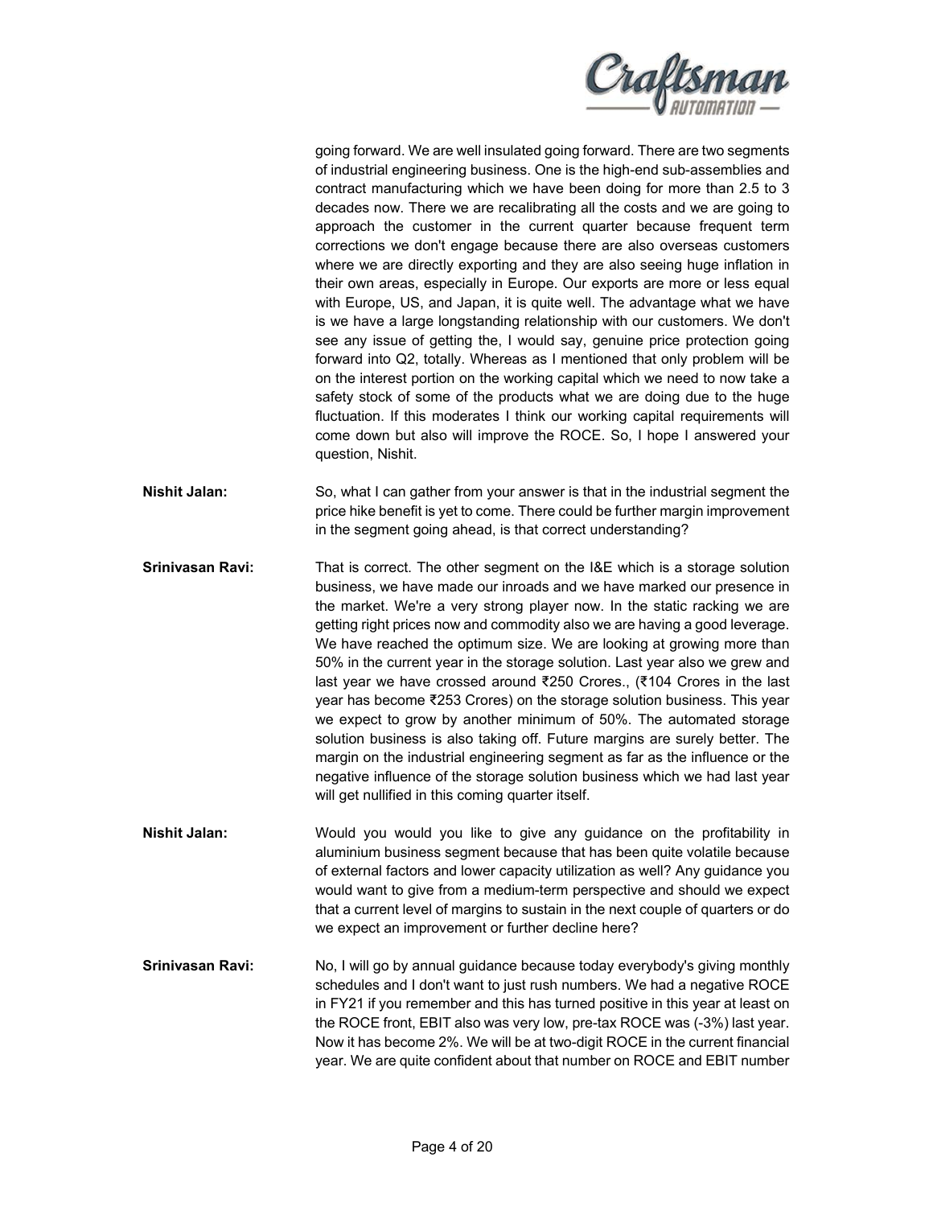going forward. We are well insulated going forward. There are two segments of industrial engineering business. One is the high-end sub-assemblies and contract manufacturing which we have been doing for more than 2.5 to 3 decades now. There we are recalibrating all the costs and we are going to approach the customer in the current quarter because frequent term corrections we don't engage because there are also overseas customers where we are directly exporting and they are also seeing huge inflation in their own areas, especially in Europe. Our exports are more or less equal with Europe, US, and Japan, it is quite well. The advantage what we have is we have a large longstanding relationship with our customers. We don't see any issue of getting the, I would say, genuine price protection going forward into Q2, totally. Whereas as I mentioned that only problem will be on the interest portion on the working capital which we need to now take a safety stock of some of the products what we are doing due to the huge fluctuation. If this moderates I think our working capital requirements will come down but also will improve the ROCE. So, I hope I answered your question, Nishit.

**Nishit Jalan:** So, what I can gather from your answer is that in the industrial segment the price hike benefit is yet to come. There could be further margin improvement in the segment going ahead, is that correct understanding?

**Srinivasan Ravi:** That is correct. The other segment on the I&E which is a storage solution business, we have made our inroads and we have marked our presence in the market. We're a very strong player now. In the static racking we are getting right prices now and commodity also we are having a good leverage. We have reached the optimum size. We are looking at growing more than 50% in the current year in the storage solution. Last year also we grew and last year we have crossed around ₹250 Crores., (₹104 Crores in the last year has become ₹253 Crores) on the storage solution business. This year we expect to grow by another minimum of 50%. The automated storage solution business is also taking off. Future margins are surely better. The margin on the industrial engineering segment as far as the influence or the negative influence of the storage solution business which we had last year will get nullified in this coming quarter itself.

**Nishit Jalan:** Would you would you like to give any guidance on the profitability in aluminium business segment because that has been quite volatile because of external factors and lower capacity utilization as well? Any guidance you would want to give from a medium-term perspective and should we expect that a current level of margins to sustain in the next couple of quarters or do we expect an improvement or further decline here?

**Srinivasan Ravi:** No, I will go by annual guidance because today everybody's giving monthly schedules and I don't want to just rush numbers. We had a negative ROCE in FY21 if you remember and this has turned positive in this year at least on the ROCE front, EBIT also was very low, pre-tax ROCE was (-3%) last year. Now it has become 2%. We will be at two-digit ROCE in the current financial year. We are quite confident about that number on ROCE and EBIT number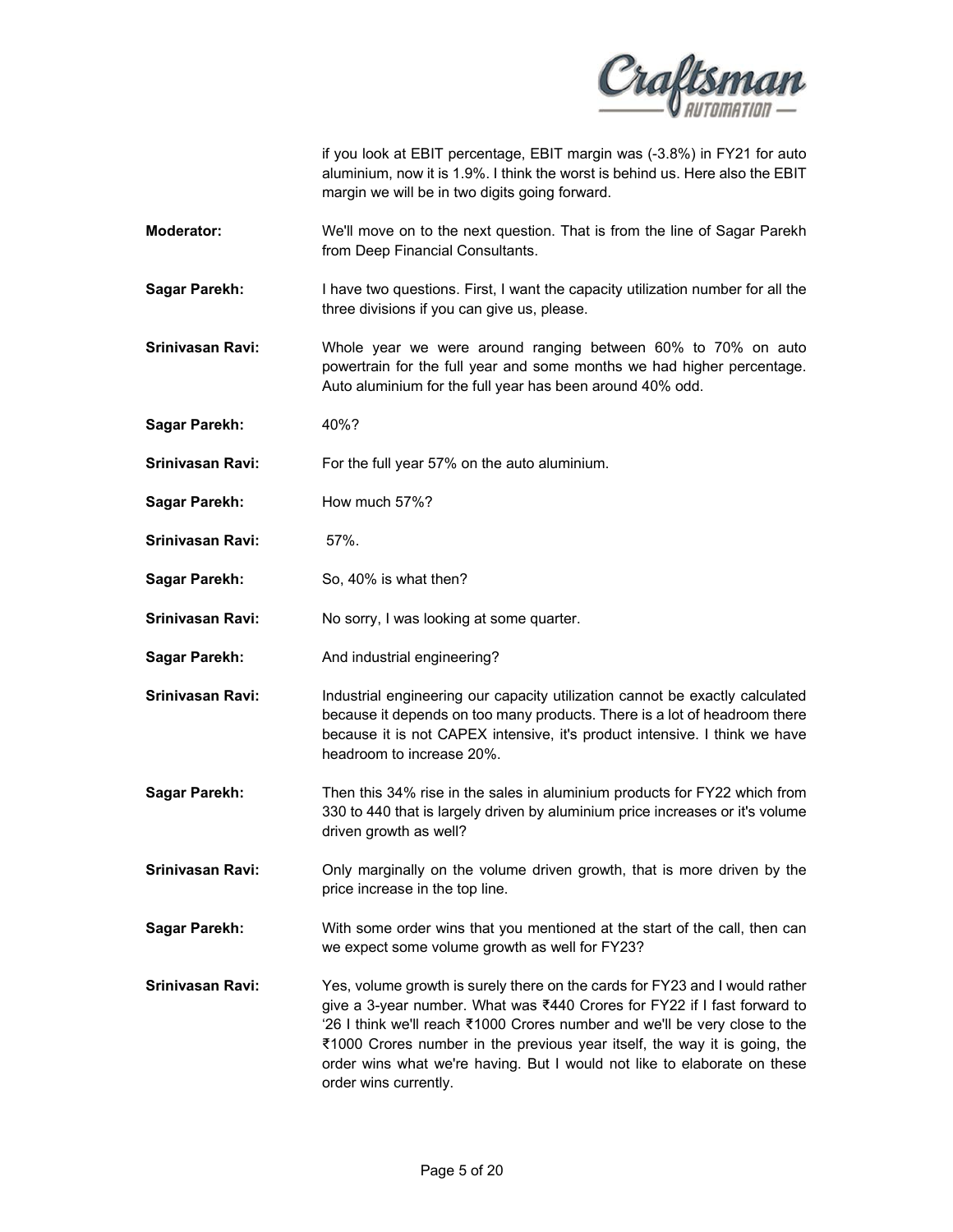if you look at EBIT percentage, EBIT margin was (-3.8%) in FY21 for auto aluminium, now it is 1.9%. I think the worst is behind us. Here also the EBIT margin we will be in two digits going forward.

**Moderator:** We'll move on to the next question. That is from the line of Sagar Parekh from Deep Financial Consultants.

**Sagar Parekh:** I have two questions. First, I want the capacity utilization number for all the three divisions if you can give us, please.

**Srinivasan Ravi:** Whole year we were around ranging between 60% to 70% on auto powertrain for the full year and some months we had higher percentage. Auto aluminium for the full year has been around 40% odd.

**Sagar Parekh:** 40%?

**Srinivasan Ravi:** For the full year 57% on the auto aluminium.

**Sagar Parekh:** How much 57%?

**Srinivasan Ravi:** 57%.

**Sagar Parekh:** So, 40% is what then?

**Srinivasan Ravi:** No sorry, I was looking at some quarter.

**Sagar Parekh:** And industrial engineering?

**Srinivasan Ravi:** Industrial engineering our capacity utilization cannot be exactly calculated because it depends on too many products. There is a lot of headroom there because it is not CAPEX intensive, it's product intensive. I think we have headroom to increase 20%.

**Sagar Parekh:** Then this 34% rise in the sales in aluminium products for FY22 which from 330 to 440 that is largely driven by aluminium price increases or it's volume driven growth as well?

**Srinivasan Ravi:** Only marginally on the volume driven growth, that is more driven by the price increase in the top line.

**Sagar Parekh:** With some order wins that you mentioned at the start of the call, then can we expect some volume growth as well for FY23?

**Srinivasan Ravi:** Yes, volume growth is surely there on the cards for FY23 and I would rather give a 3-year number. What was ₹440 Crores for FY22 if I fast forward to '26 I think we'll reach ₹1000 Crores number and we'll be very close to the ₹1000 Crores number in the previous year itself, the way it is going, the order wins what we're having. But I would not like to elaborate on these order wins currently.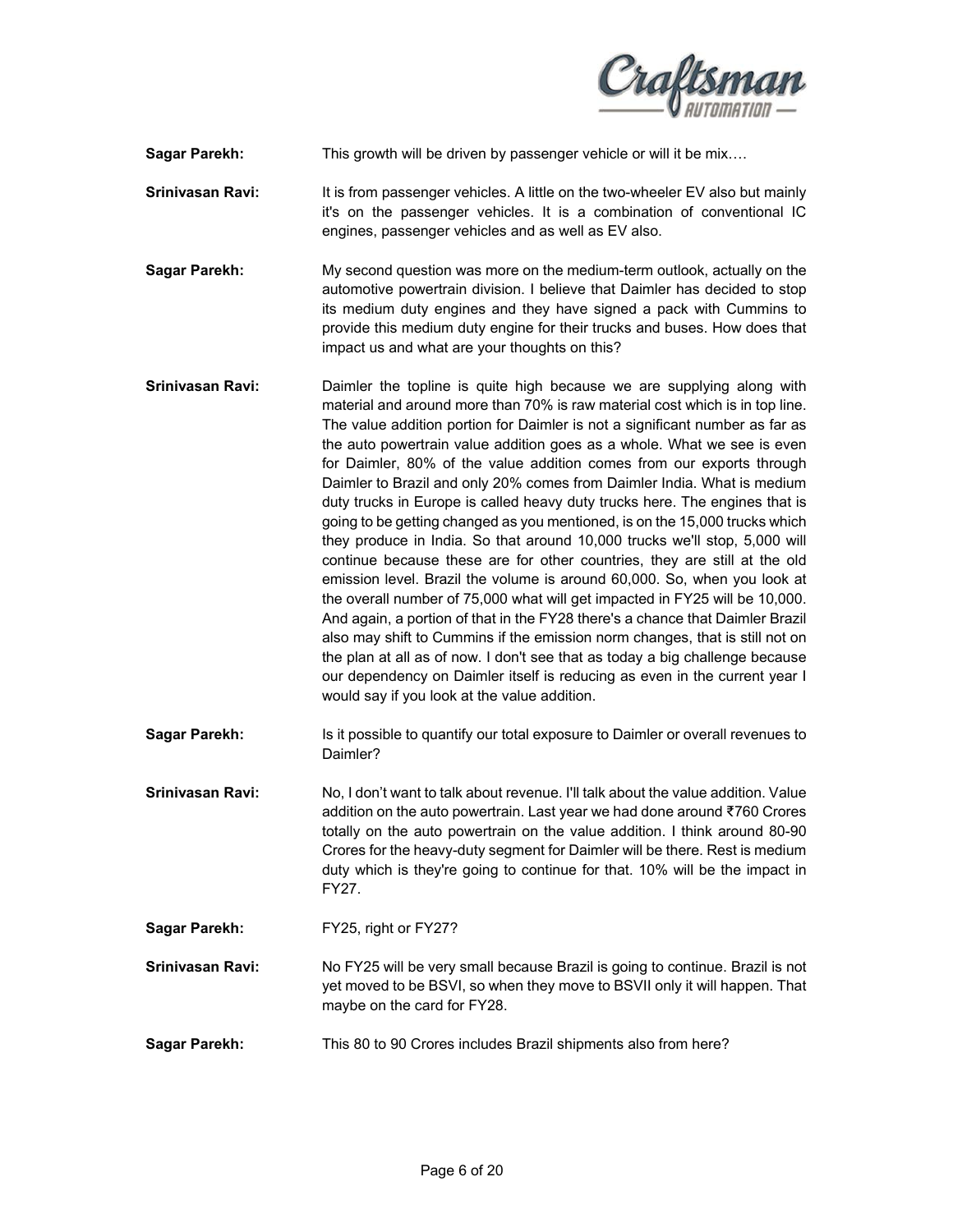**Sagar Parekh:** This growth will be driven by passenger vehicle or will it be mix….

**Srinivasan Ravi:** It is from passenger vehicles. A little on the two-wheeler EV also but mainly it's on the passenger vehicles. It is a combination of conventional IC engines, passenger vehicles and as well as EV also.

**Sagar Parekh:** My second question was more on the medium-term outlook, actually on the automotive powertrain division. I believe that Daimler has decided to stop its medium duty engines and they have signed a pack with Cummins to provide this medium duty engine for their trucks and buses. How does that impact us and what are your thoughts on this?

**Srinivasan Ravi:** Daimler the topline is quite high because we are supplying along with material and around more than 70% is raw material cost which is in top line. The value addition portion for Daimler is not a significant number as far as the auto powertrain value addition goes as a whole. What we see is even for Daimler, 80% of the value addition comes from our exports through Daimler to Brazil and only 20% comes from Daimler India. What is medium duty trucks in Europe is called heavy duty trucks here. The engines that is going to be getting changed as you mentioned, is on the 15,000 trucks which they produce in India. So that around 10,000 trucks we'll stop, 5,000 will continue because these are for other countries, they are still at the old emission level. Brazil the volume is around 60,000. So, when you look at the overall number of 75,000 what will get impacted in FY25 will be 10,000. And again, a portion of that in the FY28 there's a chance that Daimler Brazil also may shift to Cummins if the emission norm changes, that is still not on the plan at all as of now. I don't see that as today a big challenge because our dependency on Daimler itself is reducing as even in the current year I would say if you look at the value addition.

**Sagar Parekh:** Is it possible to quantify our total exposure to Daimler or overall revenues to Daimler?

**Srinivasan Ravi:** No, I don't want to talk about revenue. I'll talk about the value addition. Value addition on the auto powertrain. Last year we had done around ₹760 Crores totally on the auto powertrain on the value addition. I think around 80-90 Crores for the heavy-duty segment for Daimler will be there. Rest is medium duty which is they're going to continue for that. 10% will be the impact in FY27.

**Sagar Parekh:** FY25, right or FY27?

**Srinivasan Ravi:** No FY25 will be very small because Brazil is going to continue. Brazil is not yet moved to be BSVI, so when they move to BSVII only it will happen. That maybe on the card for FY28.

**Sagar Parekh:** This 80 to 90 Crores includes Brazil shipments also from here?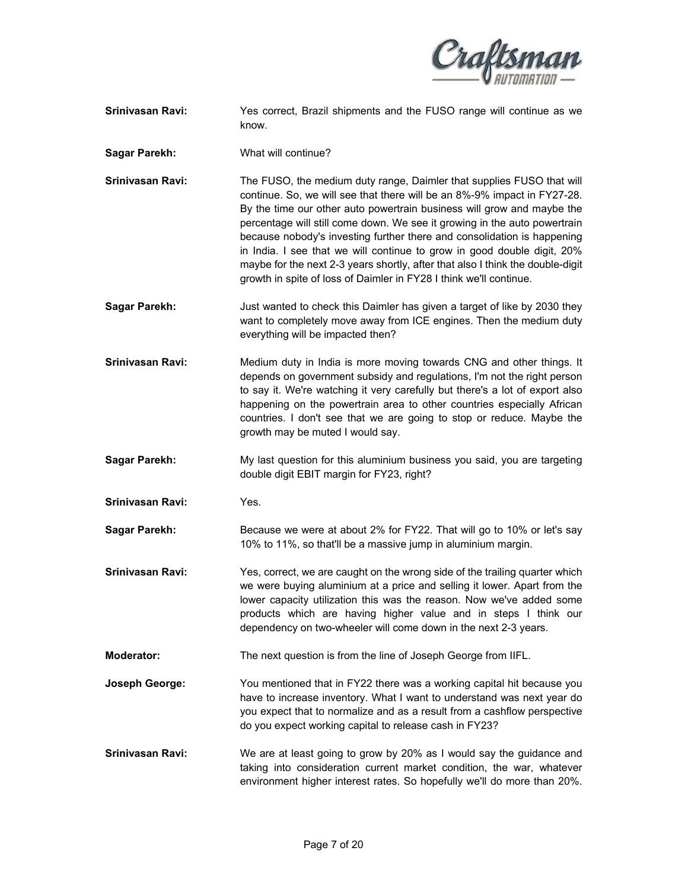**Srinivasan Ravi:** Yes correct, Brazil shipments and the FUSO range will continue as we know.

**Sagar Parekh:** What will continue?

**Srinivasan Ravi:** The FUSO, the medium duty range, Daimler that supplies FUSO that will continue. So, we will see that there will be an 8%-9% impact in FY27-28. By the time our other auto powertrain business will grow and maybe the percentage will still come down. We see it growing in the auto powertrain because nobody's investing further there and consolidation is happening in India. I see that we will continue to grow in good double digit, 20% maybe for the next 2-3 years shortly, after that also I think the double-digit growth in spite of loss of Daimler in FY28 I think we'll continue.

**Sagar Parekh:** Just wanted to check this Daimler has given a target of like by 2030 they want to completely move away from ICE engines. Then the medium duty everything will be impacted then?

**Srinivasan Ravi:** Medium duty in India is more moving towards CNG and other things. It depends on government subsidy and regulations, I'm not the right person to say it. We're watching it very carefully but there's a lot of export also happening on the powertrain area to other countries especially African countries. I don't see that we are going to stop or reduce. Maybe the growth may be muted I would say.

**Sagar Parekh:** My last question for this aluminium business you said, you are targeting double digit EBIT margin for FY23, right?

**Srinivasan Ravi:** Yes.

**Sagar Parekh:** Because we were at about 2% for FY22. That will go to 10% or let's say 10% to 11%, so that'll be a massive jump in aluminium margin.

**Srinivasan Ravi:** Yes, correct, we are caught on the wrong side of the trailing quarter which we were buying aluminium at a price and selling it lower. Apart from the lower capacity utilization this was the reason. Now we've added some products which are having higher value and in steps I think our dependency on two-wheeler will come down in the next 2-3 years.

**Moderator:** The next question is from the line of Joseph George from IIFL.

**Joseph George:** You mentioned that in FY22 there was a working capital hit because you have to increase inventory. What I want to understand was next year do you expect that to normalize and as a result from a cashflow perspective do you expect working capital to release cash in FY23?

**Srinivasan Ravi:** We are at least going to grow by 20% as I would say the guidance and taking into consideration current market condition, the war, whatever environment higher interest rates. So hopefully we'll do more than 20%.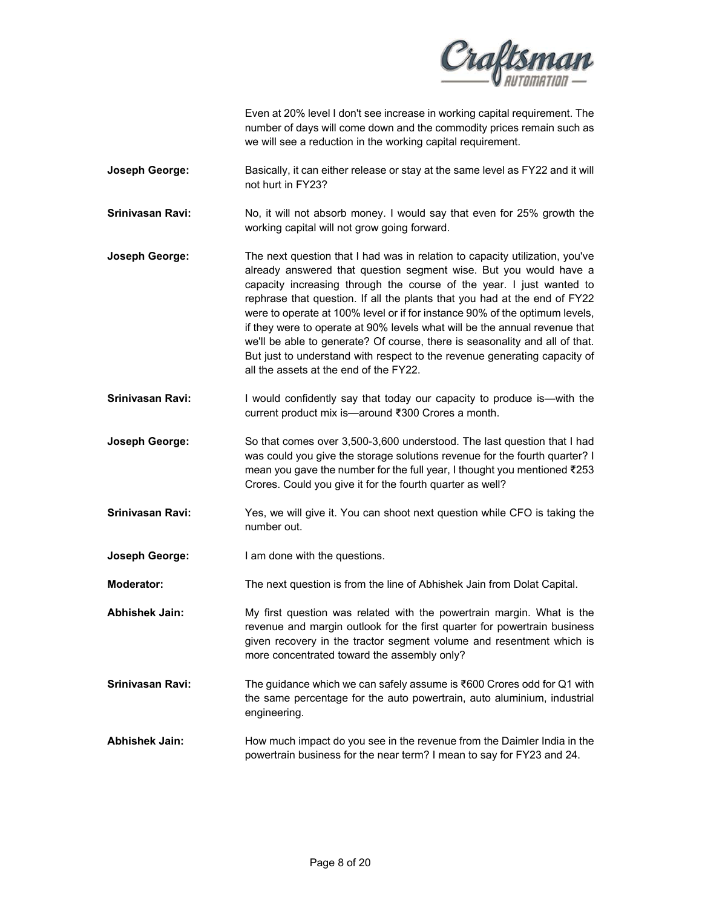Even at 20% level I don't see increase in working capital requirement. The number of days will come down and the commodity prices remain such as we will see a reduction in the working capital requirement.

**Joseph George:** Basically, it can either release or stay at the same level as FY22 and it will not hurt in FY23?

**Srinivasan Ravi:** No, it will not absorb money. I would say that even for 25% growth the working capital will not grow going forward.

**Joseph George:** The next question that I had was in relation to capacity utilization, you've already answered that question segment wise. But you would have a capacity increasing through the course of the year. I just wanted to rephrase that question. If all the plants that you had at the end of FY22 were to operate at 100% level or if for instance 90% of the optimum levels, if they were to operate at 90% levels what will be the annual revenue that we'll be able to generate? Of course, there is seasonality and all of that. But just to understand with respect to the revenue generating capacity of all the assets at the end of the FY22.

**Srinivasan Ravi:** I would confidently say that today our capacity to produce is—with the current product mix is—around ₹300 Crores a month.

**Joseph George:** So that comes over 3,500-3,600 understood. The last question that I had was could you give the storage solutions revenue for the fourth quarter? I mean you gave the number for the full year, I thought you mentioned ₹253 Crores. Could you give it for the fourth quarter as well?

**Srinivasan Ravi:** Yes, we will give it. You can shoot next question while CFO is taking the number out.

**Joseph George:** I am done with the questions.

**Moderator:** The next question is from the line of Abhishek Jain from Dolat Capital.

**Abhishek Jain:** My first question was related with the powertrain margin. What is the revenue and margin outlook for the first quarter for powertrain business given recovery in the tractor segment volume and resentment which is more concentrated toward the assembly only?

**Srinivasan Ravi:** The guidance which we can safely assume is ₹600 Crores odd for Q1 with the same percentage for the auto powertrain, auto aluminium, industrial engineering.

**Abhishek Jain:** How much impact do you see in the revenue from the Daimler India in the powertrain business for the near term? I mean to say for FY23 and 24.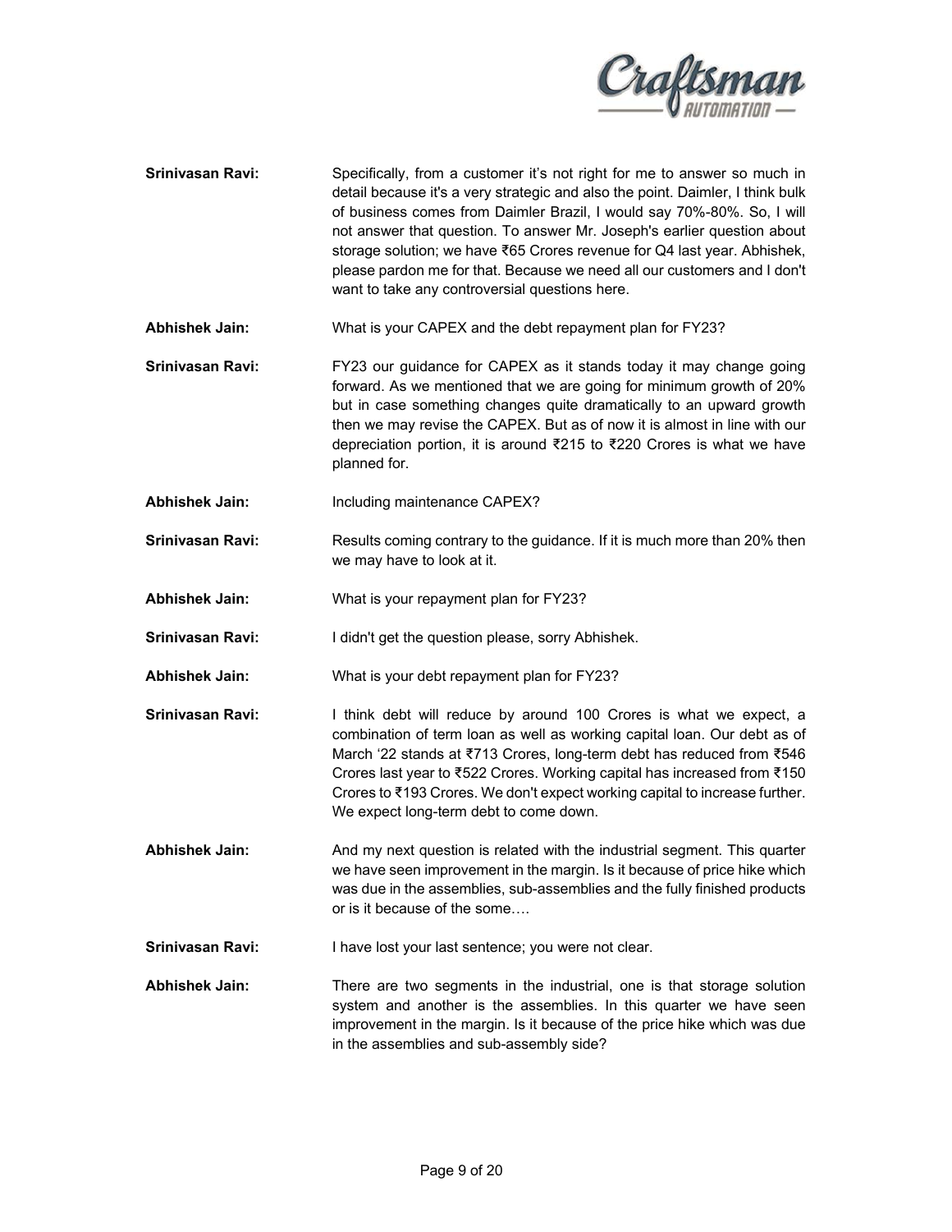**Srinivasan Ravi:** Specifically, from a customer it's not right for me to answer so much in detail because it's a very strategic and also the point. Daimler, I think bulk of business comes from Daimler Brazil, I would say 70%-80%. So, I will not answer that question. To answer Mr. Joseph's earlier question about storage solution; we have ₹65 Crores revenue for Q4 last year. Abhishek, please pardon me for that. Because we need all our customers and I don't want to take any controversial questions here.

**Abhishek Jain:** What is your CAPEX and the debt repayment plan for FY23?

**Srinivasan Ravi:** FY23 our guidance for CAPEX as it stands today it may change going forward. As we mentioned that we are going for minimum growth of 20% but in case something changes quite dramatically to an upward growth then we may revise the CAPEX. But as of now it is almost in line with our depreciation portion, it is around ₹215 to ₹220 Crores is what we have planned for.

**Abhishek Jain:** Including maintenance CAPEX?

**Srinivasan Ravi:** Results coming contrary to the guidance. If it is much more than 20% then we may have to look at it.

**Abhishek Jain:** What is your repayment plan for FY23?

**Srinivasan Ravi:** I didn't get the question please, sorry Abhishek.

**Abhishek Jain:** What is your debt repayment plan for FY23?

**Srinivasan Ravi:** I think debt will reduce by around 100 Crores is what we expect, a combination of term loan as well as working capital loan. Our debt as of March '22 stands at ₹713 Crores, long-term debt has reduced from ₹546 Crores last year to ₹522 Crores. Working capital has increased from ₹150 Crores to ₹193 Crores. We don't expect working capital to increase further. We expect long-term debt to come down.

**Abhishek Jain:** And my next question is related with the industrial segment. This quarter we have seen improvement in the margin. Is it because of price hike which was due in the assemblies, sub-assemblies and the fully finished products or is it because of the some….

**Srinivasan Ravi:** I have lost your last sentence; you were not clear.

**Abhishek Jain:** There are two segments in the industrial, one is that storage solution system and another is the assemblies. In this quarter we have seen improvement in the margin. Is it because of the price hike which was due in the assemblies and sub-assembly side?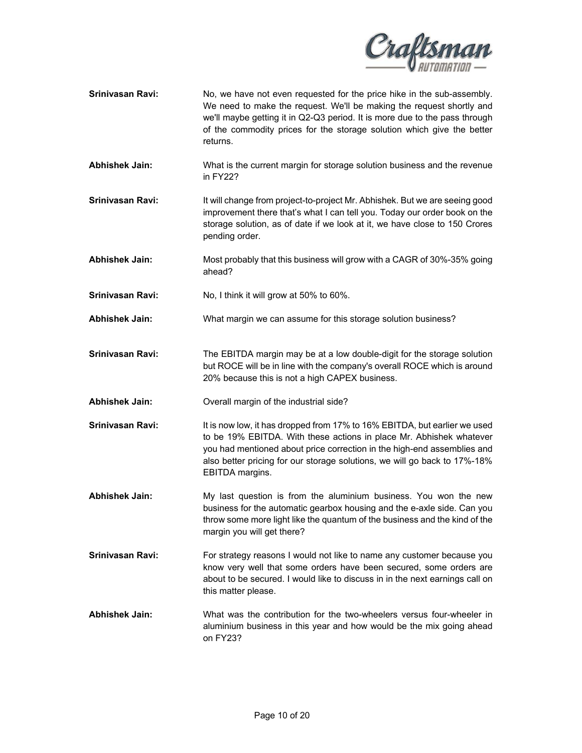**Srinivasan Ravi:** No, we have not even requested for the price hike in the sub-assembly. We need to make the request. We'll be making the request shortly and we'll maybe getting it in Q2-Q3 period. It is more due to the pass through of the commodity prices for the storage solution which give the better returns.

**Abhishek Jain:** What is the current margin for storage solution business and the revenue in FY22?

**Srinivasan Ravi:** It will change from project-to-project Mr. Abhishek. But we are seeing good improvement there that's what I can tell you. Today our order book on the storage solution, as of date if we look at it, we have close to 150 Crores pending order.

**Abhishek Jain:** Most probably that this business will grow with a CAGR of 30%-35% going ahead?

**Srinivasan Ravi:** No, I think it will grow at 50% to 60%.

**Abhishek Jain:** What margin we can assume for this storage solution business?

**Srinivasan Ravi:** The EBITDA margin may be at a low double-digit for the storage solution but ROCE will be in line with the company's overall ROCE which is around 20% because this is not a high CAPEX business.

**Abhishek Jain:** Overall margin of the industrial side?

**Srinivasan Ravi:** It is now low, it has dropped from 17% to 16% EBITDA, but earlier we used to be 19% EBITDA. With these actions in place Mr. Abhishek whatever you had mentioned about price correction in the high-end assemblies and also better pricing for our storage solutions, we will go back to 17%-18% EBITDA margins.

**Abhishek Jain:** My last question is from the aluminium business. You won the new business for the automatic gearbox housing and the e-axle side. Can you throw some more light like the quantum of the business and the kind of the margin you will get there?

**Srinivasan Ravi:** For strategy reasons I would not like to name any customer because you know very well that some orders have been secured, some orders are about to be secured. I would like to discuss in in the next earnings call on this matter please.

**Abhishek Jain:** What was the contribution for the two-wheelers versus four-wheeler in aluminium business in this year and how would be the mix going ahead on FY23?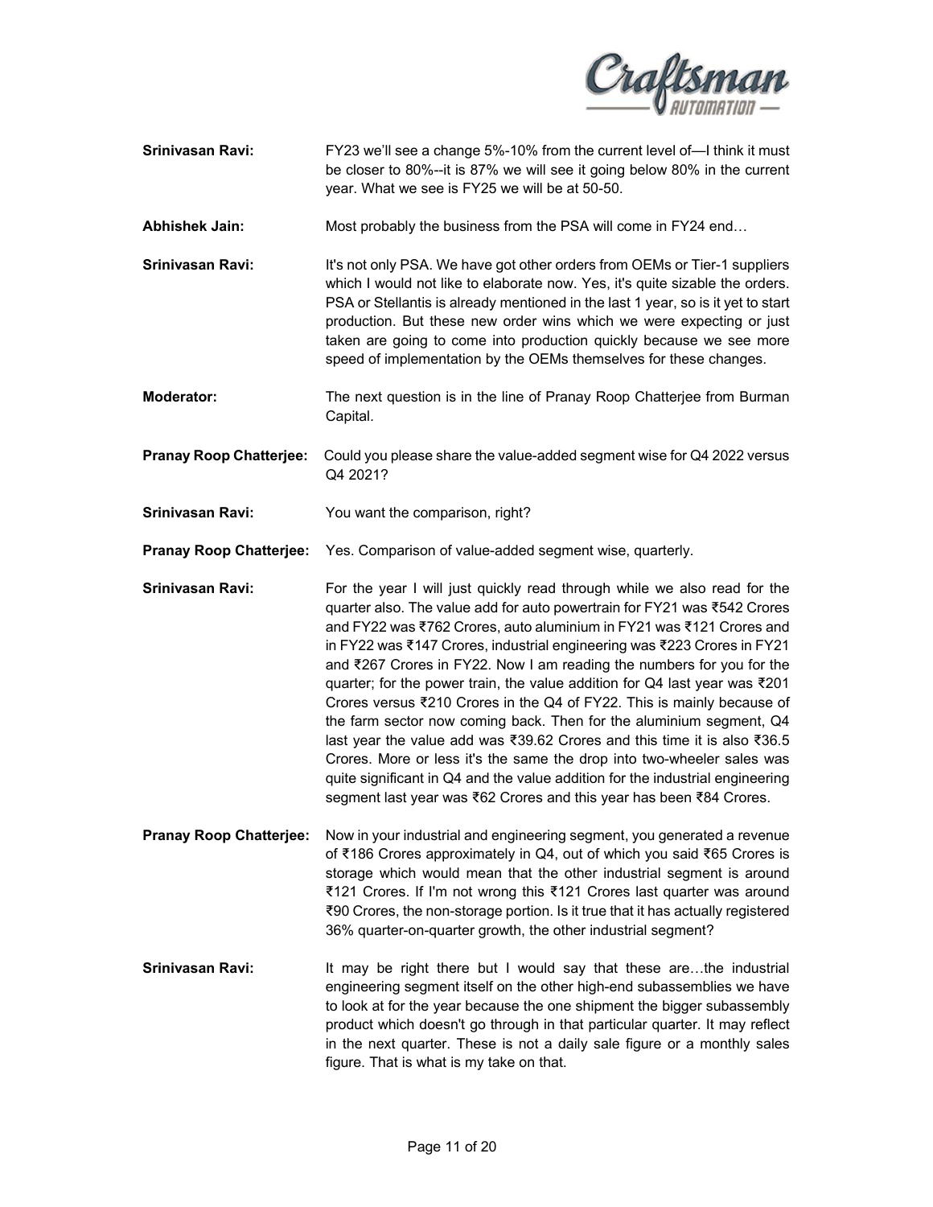**Srinivasan Ravi:** FY23 we'll see a change 5%-10% from the current level of—I think it must be closer to 80%--it is 87% we will see it going below 80% in the current year. What we see is FY25 we will be at 50-50.

**Abhishek Jain:** Most probably the business from the PSA will come in FY24 end…

**Srinivasan Ravi:** It's not only PSA. We have got other orders from OEMs or Tier-1 suppliers which I would not like to elaborate now. Yes, it's quite sizable the orders. PSA or Stellantis is already mentioned in the last 1 year, so is it yet to start production. But these new order wins which we were expecting or just taken are going to come into production quickly because we see more speed of implementation by the OEMs themselves for these changes.

**Moderator:** The next question is in the line of Pranay Roop Chatterjee from Burman Capital.

**Pranay Roop Chatterjee:** Could you please share the value-added segment wise for Q4 2022 versus Q4 2021?

**Srinivasan Ravi:** You want the comparison, right?

**Pranay Roop Chatterjee:** Yes. Comparison of value-added segment wise, quarterly.

**Srinivasan Ravi:** For the year I will just quickly read through while we also read for the quarter also. The value add for auto powertrain for FY21 was ₹542 Crores and FY22 was ₹762 Crores, auto aluminium in FY21 was ₹121 Crores and in FY22 was ₹147 Crores, industrial engineering was ₹223 Crores in FY21 and ₹267 Crores in FY22. Now I am reading the numbers for you for the quarter; for the power train, the value addition for Q4 last year was ₹201 Crores versus ₹210 Crores in the Q4 of FY22. This is mainly because of the farm sector now coming back. Then for the aluminium segment, Q4 last year the value add was ₹39.62 Crores and this time it is also ₹36.5 Crores. More or less it's the same the drop into two-wheeler sales was quite significant in Q4 and the value addition for the industrial engineering segment last year was ₹62 Crores and this year has been ₹84 Crores.

**Pranay Roop Chatterjee:** Now in your industrial and engineering segment, you generated a revenue of ₹186 Crores approximately in Q4, out of which you said ₹65 Crores is storage which would mean that the other industrial segment is around ₹121 Crores. If I'm not wrong this ₹121 Crores last quarter was around ₹90 Crores, the non-storage portion. Is it true that it has actually registered 36% quarter-on-quarter growth, the other industrial segment?

**Srinivasan Ravi:** It may be right there but I would say that these are…the industrial engineering segment itself on the other high-end subassemblies we have to look at for the year because the one shipment the bigger subassembly product which doesn't go through in that particular quarter. It may reflect in the next quarter. These is not a daily sale figure or a monthly sales figure. That is what is my take on that.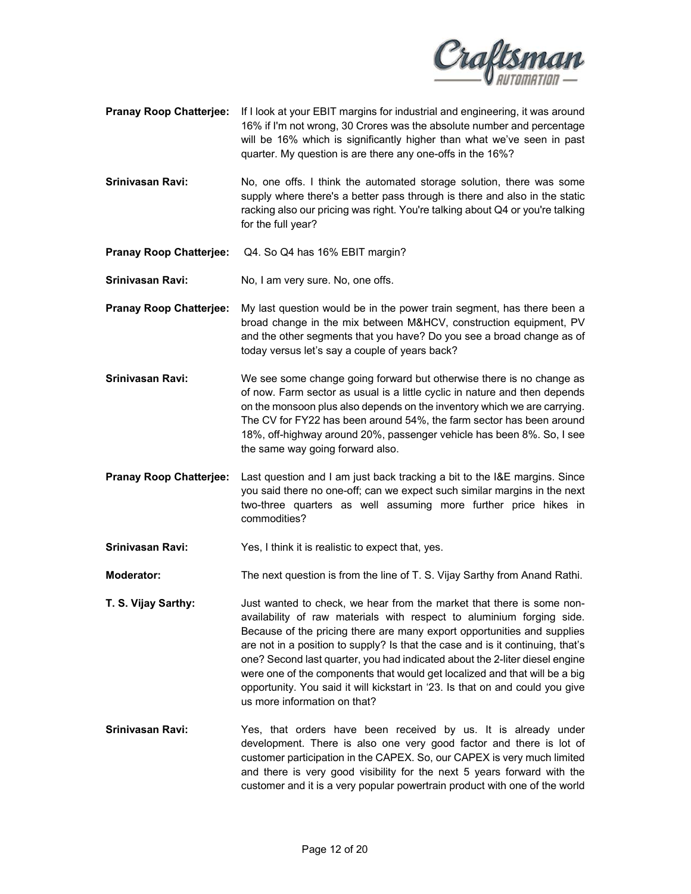**Pranay Roop Chatterjee:** If I look at your EBIT margins for industrial and engineering, it was around 16% if I'm not wrong, 30 Crores was the absolute number and percentage will be 16% which is significantly higher than what we've seen in past quarter. My question is are there any one-offs in the 16%?

**Srinivasan Ravi:** No, one offs. I think the automated storage solution, there was some supply where there's a better pass through is there and also in the static racking also our pricing was right. You're talking about Q4 or you're talking for the full year?

**Pranay Roop Chatterjee:** Q4. So Q4 has 16% EBIT margin?

**Srinivasan Ravi:** No, I am very sure. No, one offs.

**Pranay Roop Chatterjee:** My last question would be in the power train segment, has there been a broad change in the mix between M&HCV, construction equipment, PV and the other segments that you have? Do you see a broad change as of today versus let's say a couple of years back?

**Srinivasan Ravi:** We see some change going forward but otherwise there is no change as of now. Farm sector as usual is a little cyclic in nature and then depends on the monsoon plus also depends on the inventory which we are carrying. The CV for FY22 has been around 54%, the farm sector has been around 18%, off-highway around 20%, passenger vehicle has been 8%. So, I see the same way going forward also.

**Pranay Roop Chatterjee:** Last question and I am just back tracking a bit to the I&E margins. Since you said there no one-off; can we expect such similar margins in the next two-three quarters as well assuming more further price hikes in commodities?

**Srinivasan Ravi:** Yes, I think it is realistic to expect that, yes.

**Moderator:** The next question is from the line of T. S. Vijay Sarthy from Anand Rathi.

**T. S. Vijay Sarthy:** Just wanted to check, we hear from the market that there is some non-availability of raw materials with respect to aluminium forging side. Because of the pricing there are many export opportunities and supplies are not in a position to supply? Is that the case and is it continuing, that's one? Second last quarter, you had indicated about the 2-liter diesel engine were one of the components that would get localized and that will be a big opportunity. You said it will kickstart in '23. Is that on and could you give us more information on that?

**Srinivasan Ravi:** Yes, that orders have been received by us. It is already under development. There is also one very good factor and there is lot of customer participation in the CAPEX. So, our CAPEX is very much limited and there is very good visibility for the next 5 years forward with the customer and it is a very popular powertrain product with one of the world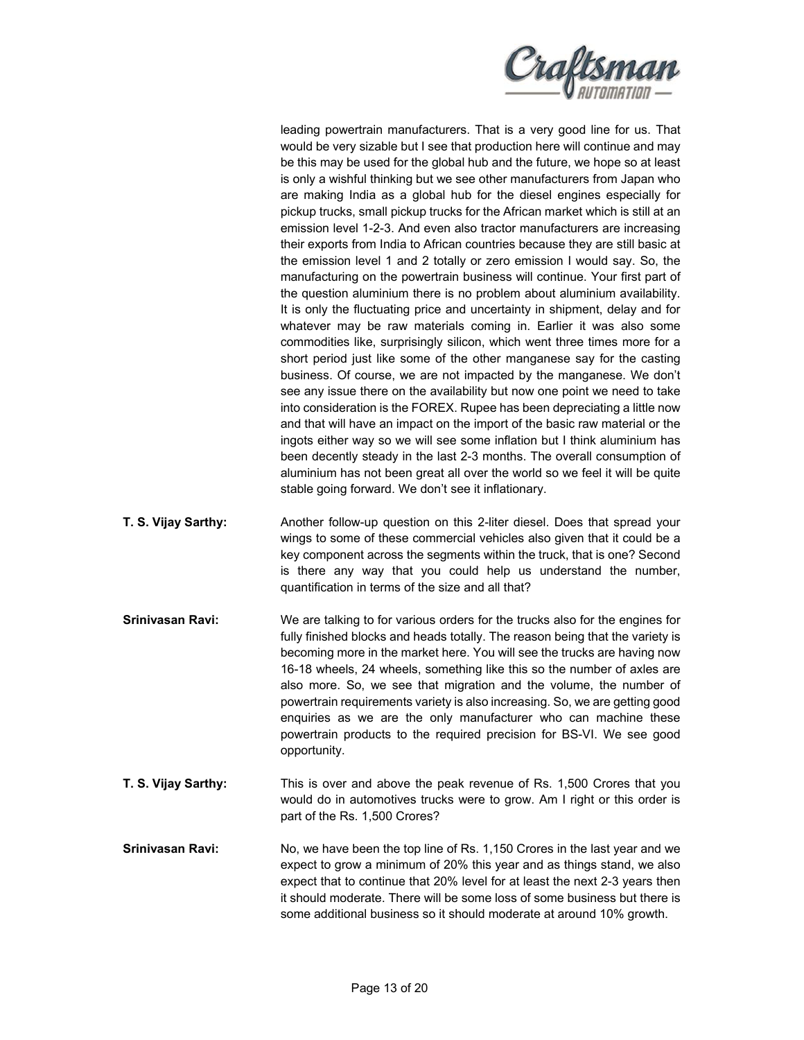leading powertrain manufacturers. That is a very good line for us. That would be very sizable but I see that production here will continue and may be this may be used for the global hub and the future, we hope so at least is only a wishful thinking but we see other manufacturers from Japan who are making India as a global hub for the diesel engines especially for pickup trucks, small pickup trucks for the African market which is still at an emission level 1-2-3. And even also tractor manufacturers are increasing their exports from India to African countries because they are still basic at the emission level 1 and 2 totally or zero emission I would say. So, the manufacturing on the powertrain business will continue. Your first part of the question aluminium there is no problem about aluminium availability. It is only the fluctuating price and uncertainty in shipment, delay and for whatever may be raw materials coming in. Earlier it was also some commodities like, surprisingly silicon, which went three times more for a short period just like some of the other manganese say for the casting business. Of course, we are not impacted by the manganese. We don't see any issue there on the availability but now one point we need to take into consideration is the FOREX. Rupee has been depreciating a little now and that will have an impact on the import of the basic raw material or the ingots either way so we will see some inflation but I think aluminium has been decently steady in the last 2-3 months. The overall consumption of aluminium has not been great all over the world so we feel it will be quite stable going forward. We don't see it inflationary.

**T. S. Vijay Sarthy:** Another follow-up question on this 2-liter diesel. Does that spread your wings to some of these commercial vehicles also given that it could be a key component across the segments within the truck, that is one? Second is there any way that you could help us understand the number, quantification in terms of the size and all that?

**Srinivasan Ravi:** We are talking to for various orders for the trucks also for the engines for fully finished blocks and heads totally. The reason being that the variety is becoming more in the market here. You will see the trucks are having now 16-18 wheels, 24 wheels, something like this so the number of axles are also more. So, we see that migration and the volume, the number of powertrain requirements variety is also increasing. So, we are getting good enquiries as we are the only manufacturer who can machine these powertrain products to the required precision for BS-VI. We see good opportunity.

**T. S. Vijay Sarthy:** This is over and above the peak revenue of Rs. 1,500 Crores that you would do in automotives trucks were to grow. Am I right or this order is part of the Rs. 1,500 Crores?

**Srinivasan Ravi:** No, we have been the top line of Rs. 1,150 Crores in the last year and we expect to grow a minimum of 20% this year and as things stand, we also expect that to continue that 20% level for at least the next 2-3 years then it should moderate. There will be some loss of some business but there is some additional business so it should moderate at around 10% growth.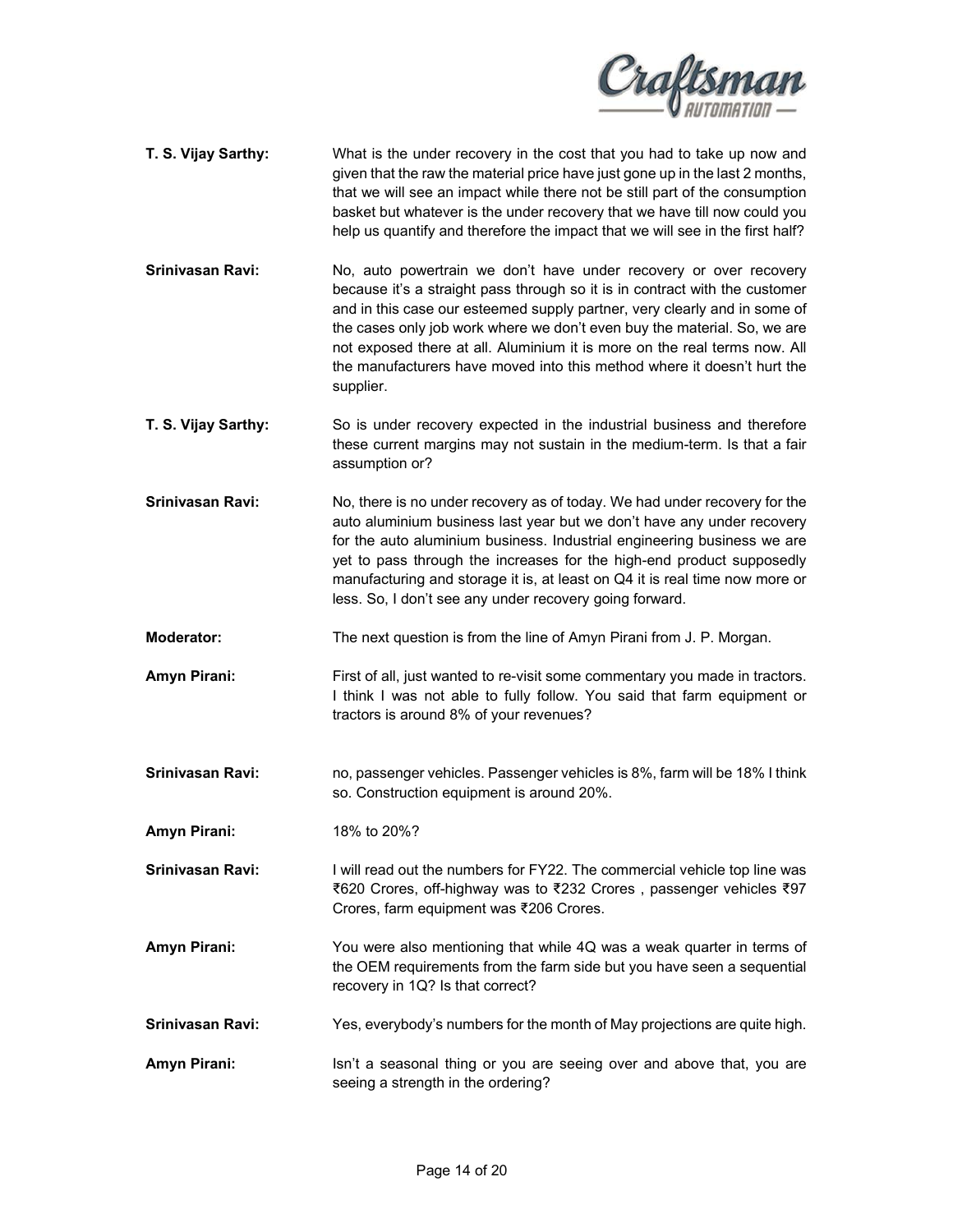**T. S. Vijay Sarthy:** What is the under recovery in the cost that you had to take up now and given that the raw the material price have just gone up in the last 2 months, that we will see an impact while there not be still part of the consumption basket but whatever is the under recovery that we have till now could you help us quantify and therefore the impact that we will see in the first half?

**Srinivasan Ravi:** No, auto powertrain we don't have under recovery or over recovery because it's a straight pass through so it is in contract with the customer and in this case our esteemed supply partner, very clearly and in some of the cases only job work where we don't even buy the material. So, we are not exposed there at all. Aluminium it is more on the real terms now. All the manufacturers have moved into this method where it doesn't hurt the supplier.

**T. S. Vijay Sarthy:** So is under recovery expected in the industrial business and therefore these current margins may not sustain in the medium-term. Is that a fair assumption or?

**Srinivasan Ravi:** No, there is no under recovery as of today. We had under recovery for the auto aluminium business last year but we don't have any under recovery for the auto aluminium business. Industrial engineering business we are yet to pass through the increases for the high-end product supposedly manufacturing and storage it is, at least on Q4 it is real time now more or less. So, I don't see any under recovery going forward.

**Moderator:** The next question is from the line of Amyn Pirani from J. P. Morgan.

**Amyn Pirani:** First of all, just wanted to re-visit some commentary you made in tractors. I think I was not able to fully follow. You said that farm equipment or tractors is around 8% of your revenues?

**Srinivasan Ravi:** no, passenger vehicles. Passenger vehicles is 8%, farm will be 18% I think so. Construction equipment is around 20%.

**Amyn Pirani:** 18% to 20%?

**Srinivasan Ravi:** I will read out the numbers for FY22. The commercial vehicle top line was ₹620 Crores, off-highway was to ₹232 Crores , passenger vehicles ₹97 Crores, farm equipment was ₹206 Crores.

**Amyn Pirani:** You were also mentioning that while 4Q was a weak quarter in terms of the OEM requirements from the farm side but you have seen a sequential recovery in 1Q? Is that correct?

**Srinivasan Ravi:** Yes, everybody's numbers for the month of May projections are quite high.

**Amyn Pirani:** Isn't a seasonal thing or you are seeing over and above that, you are seeing a strength in the ordering?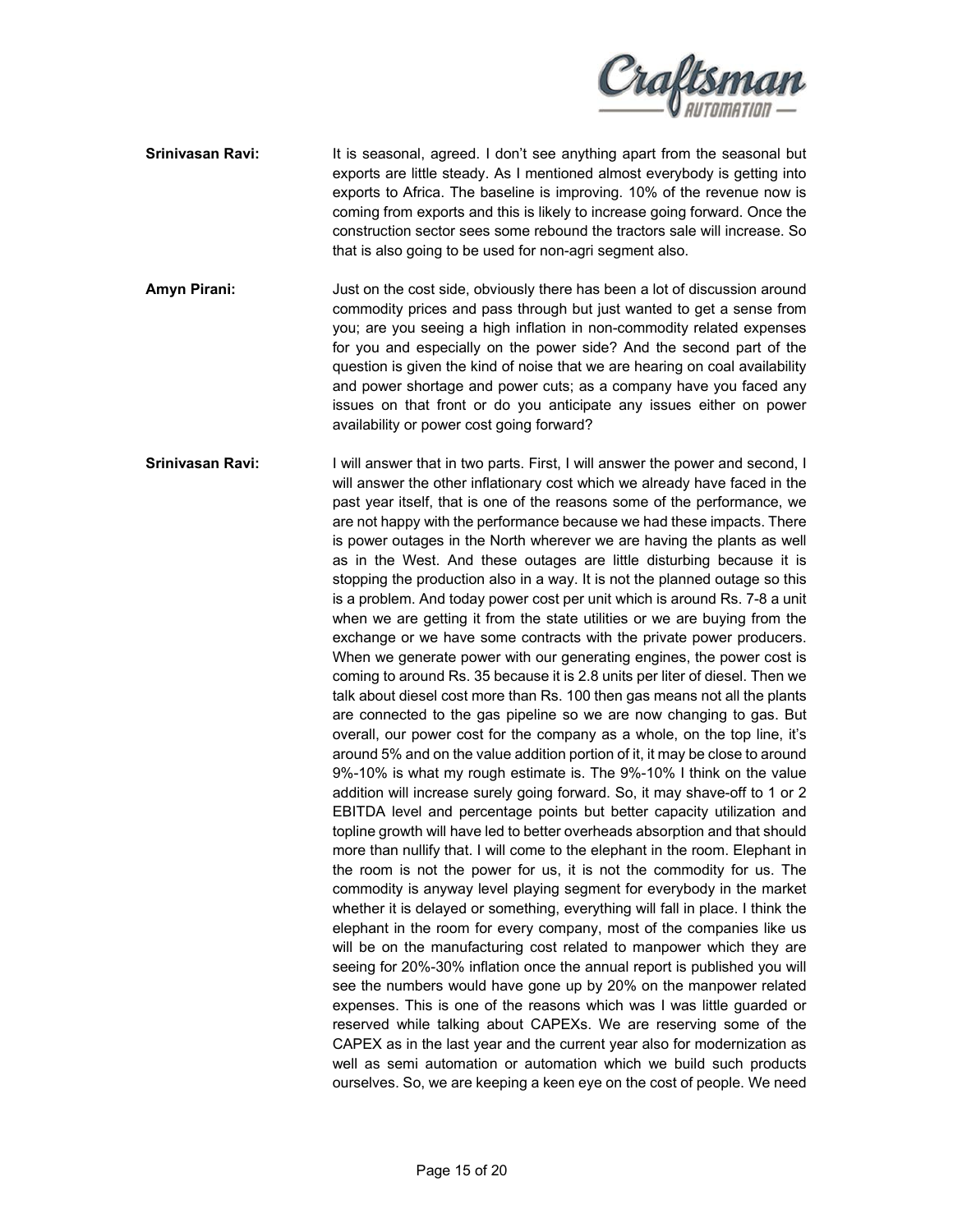**Srinivasan Ravi:** It is seasonal, agreed. I don't see anything apart from the seasonal but exports are little steady. As I mentioned almost everybody is getting into exports to Africa. The baseline is improving. 10% of the revenue now is coming from exports and this is likely to increase going forward. Once the construction sector sees some rebound the tractors sale will increase. So that is also going to be used for non-agri segment also.

**Amyn Pirani:** Just on the cost side, obviously there has been a lot of discussion around commodity prices and pass through but just wanted to get a sense from you; are you seeing a high inflation in non-commodity related expenses for you and especially on the power side? And the second part of the question is given the kind of noise that we are hearing on coal availability and power shortage and power cuts; as a company have you faced any issues on that front or do you anticipate any issues either on power availability or power cost going forward?

**Srinivasan Ravi:** I will answer that in two parts. First, I will answer the power and second, I will answer the other inflationary cost which we already have faced in the past year itself, that is one of the reasons some of the performance, we are not happy with the performance because we had these impacts. There is power outages in the North wherever we are having the plants as well as in the West. And these outages are little disturbing because it is stopping the production also in a way. It is not the planned outage so this is a problem. And today power cost per unit which is around Rs. 7-8 a unit when we are getting it from the state utilities or we are buying from the exchange or we have some contracts with the private power producers. When we generate power with our generating engines, the power cost is coming to around Rs. 35 because it is 2.8 units per liter of diesel. Then we talk about diesel cost more than Rs. 100 then gas means not all the plants are connected to the gas pipeline so we are now changing to gas. But overall, our power cost for the company as a whole, on the top line, it's around 5% and on the value addition portion of it, it may be close to around 9%-10% is what my rough estimate is. The 9%-10% I think on the value addition will increase surely going forward. So, it may shave-off to 1 or 2 EBITDA level and percentage points but better capacity utilization and topline growth will have led to better overheads absorption and that should more than nullify that. I will come to the elephant in the room. Elephant in the room is not the power for us, it is not the commodity for us. The commodity is anyway level playing segment for everybody in the market whether it is delayed or something, everything will fall in place. I think the elephant in the room for every company, most of the companies like us will be on the manufacturing cost related to manpower which they are seeing for 20%-30% inflation once the annual report is published you will see the numbers would have gone up by 20% on the manpower related expenses. This is one of the reasons which was I was little guarded or reserved while talking about CAPEXs. We are reserving some of the CAPEX as in the last year and the current year also for modernization as well as semi automation or automation which we build such products ourselves. So, we are keeping a keen eye on the cost of people. We need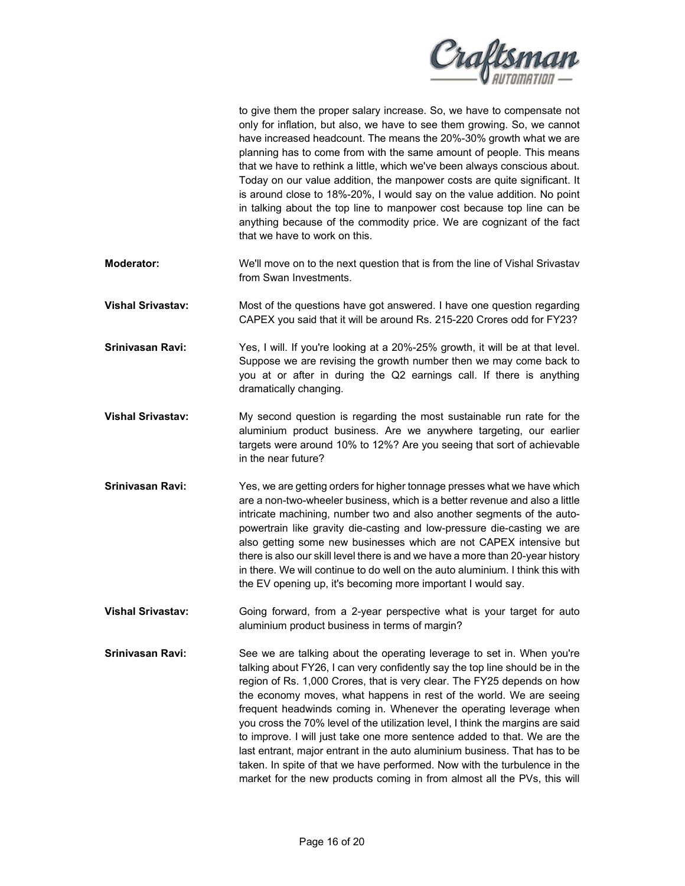to give them the proper salary increase. So, we have to compensate not only for inflation, but also, we have to see them growing. So, we cannot have increased headcount. The means the 20%-30% growth what we are planning has to come from with the same amount of people. This means that we have to rethink a little, which we've been always conscious about. Today on our value addition, the manpower costs are quite significant. It is around close to 18%-20%, I would say on the value addition. No point in talking about the top line to manpower cost because top line can be anything because of the commodity price. We are cognizant of the fact that we have to work on this.

**Moderator:** We'll move on to the next question that is from the line of Vishal Srivastav from Swan Investments.

**Vishal Srivastav:** Most of the questions have got answered. I have one question regarding CAPEX you said that it will be around Rs. 215-220 Crores odd for FY23?

**Srinivasan Ravi:** Yes, I will. If you're looking at a 20%-25% growth, it will be at that level. Suppose we are revising the growth number then we may come back to you at or after in during the Q2 earnings call. If there is anything dramatically changing.

**Vishal Srivastav:** My second question is regarding the most sustainable run rate for the aluminium product business. Are we anywhere targeting, our earlier targets were around 10% to 12%? Are you seeing that sort of achievable in the near future?

**Srinivasan Ravi:** Yes, we are getting orders for higher tonnage presses what we have which are a non-two-wheeler business, which is a better revenue and also a little intricate machining, number two and also another segments of the auto-powertrain like gravity die-casting and low-pressure die-casting we are also getting some new businesses which are not CAPEX intensive but there is also our skill level there is and we have a more than 20-year history in there. We will continue to do well on the auto aluminium. I think this with the EV opening up, it's becoming more important I would say.

**Vishal Srivastav:** Going forward, from a 2-year perspective what is your target for auto aluminium product business in terms of margin?

**Srinivasan Ravi:** See we are talking about the operating leverage to set in. When you're talking about FY26, I can very confidently say the top line should be in the region of Rs. 1,000 Crores, that is very clear. The FY25 depends on how the economy moves, what happens in rest of the world. We are seeing frequent headwinds coming in. Whenever the operating leverage when you cross the 70% level of the utilization level, I think the margins are said to improve. I will just take one more sentence added to that. We are the last entrant, major entrant in the auto aluminium business. That has to be taken. In spite of that we have performed. Now with the turbulence in the market for the new products coming in from almost all the PVs, this will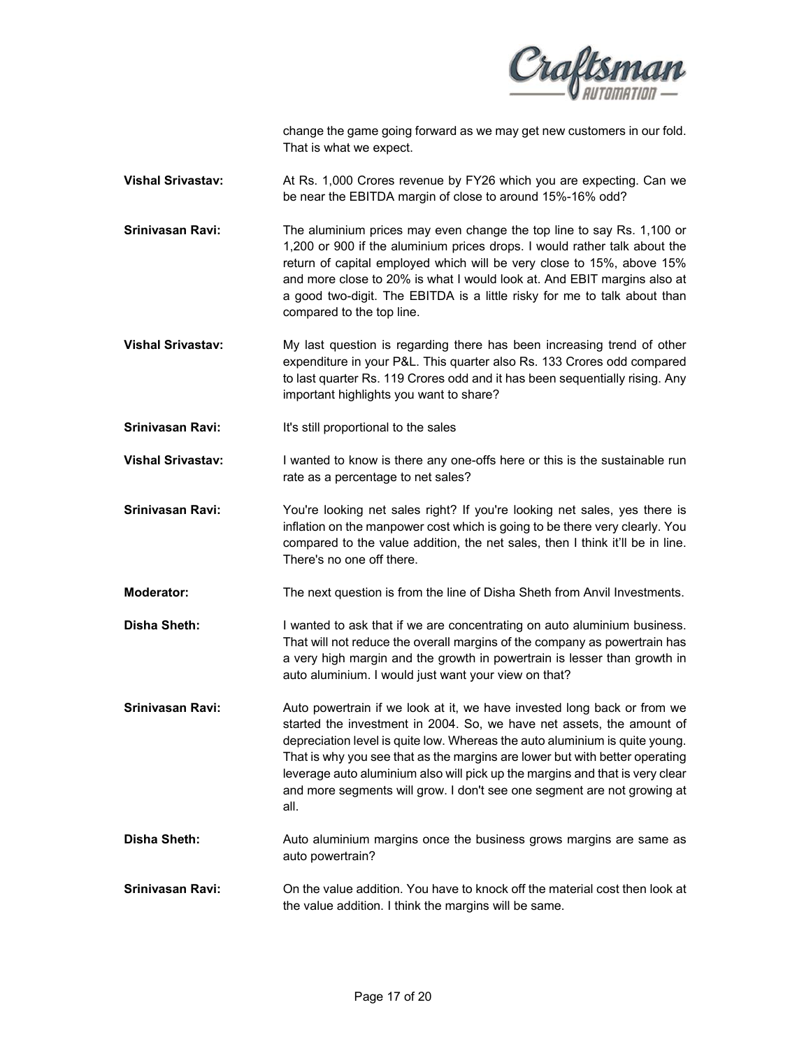change the game going forward as we may get new customers in our fold. That is what we expect.

**Vishal Srivastav:** At Rs. 1,000 Crores revenue by FY26 which you are expecting. Can we be near the EBITDA margin of close to around 15%-16% odd?

**Srinivasan Ravi:** The aluminium prices may even change the top line to say Rs. 1,100 or 1,200 or 900 if the aluminium prices drops. I would rather talk about the return of capital employed which will be very close to 15%, above 15% and more close to 20% is what I would look at. And EBIT margins also at a good two-digit. The EBITDA is a little risky for me to talk about than compared to the top line.

**Vishal Srivastav:** My last question is regarding there has been increasing trend of other expenditure in your P&L. This quarter also Rs. 133 Crores odd compared to last quarter Rs. 119 Crores odd and it has been sequentially rising. Any important highlights you want to share?

**Srinivasan Ravi:** It's still proportional to the sales

**Vishal Srivastav:** I wanted to know is there any one-offs here or this is the sustainable run rate as a percentage to net sales?

**Srinivasan Ravi:** You're looking net sales right? If you're looking net sales, yes there is inflation on the manpower cost which is going to be there very clearly. You compared to the value addition, the net sales, then I think it'll be in line. There's no one off there.

**Moderator:** The next question is from the line of Disha Sheth from Anvil Investments.

**Disha Sheth:** I wanted to ask that if we are concentrating on auto aluminium business. That will not reduce the overall margins of the company as powertrain has a very high margin and the growth in powertrain is lesser than growth in auto aluminium. I would just want your view on that?

**Srinivasan Ravi:** Auto powertrain if we look at it, we have invested long back or from we started the investment in 2004. So, we have net assets, the amount of depreciation level is quite low. Whereas the auto aluminium is quite young. That is why you see that as the margins are lower but with better operating leverage auto aluminium also will pick up the margins and that is very clear and more segments will grow. I don't see one segment are not growing at all.

**Disha Sheth:** Auto aluminium margins once the business grows margins are same as auto powertrain?

**Srinivasan Ravi:** On the value addition. You have to knock off the material cost then look at the value addition. I think the margins will be same.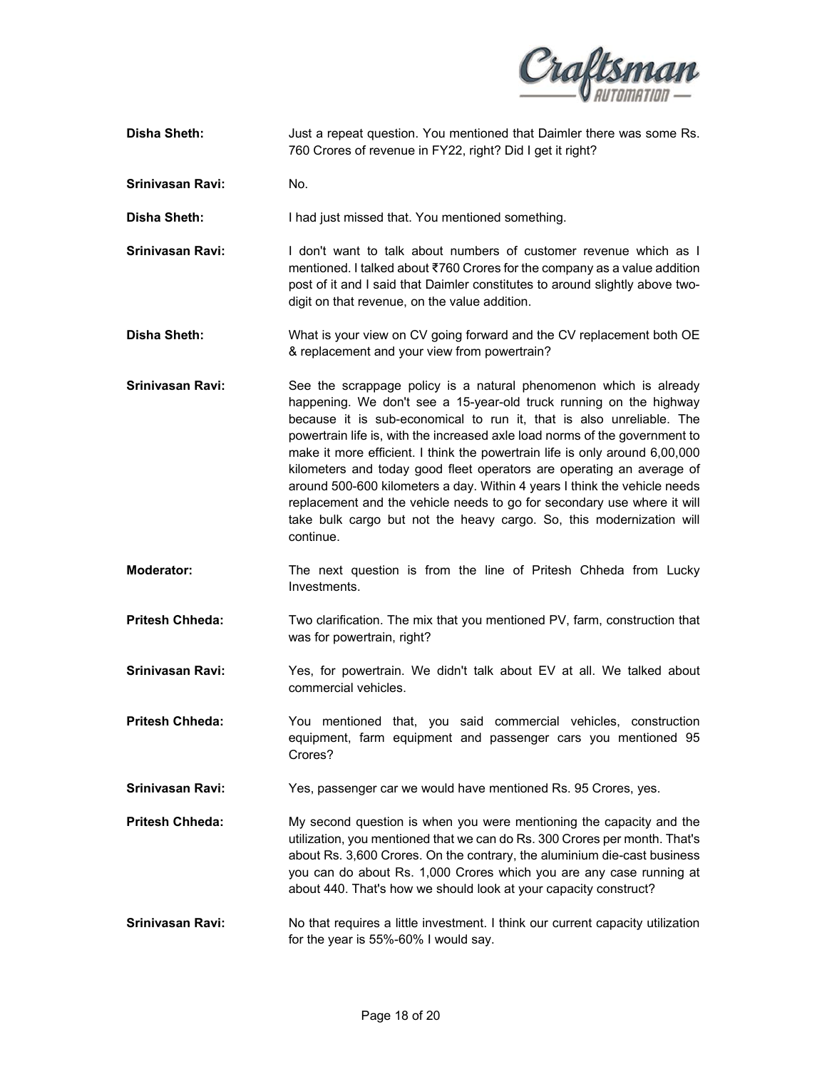**Disha Sheth:** Just a repeat question. You mentioned that Daimler there was some Rs. 760 Crores of revenue in FY22, right? Did I get it right?

**Srinivasan Ravi:** No.

**Disha Sheth:** I had just missed that. You mentioned something.

**Srinivasan Ravi:** I don't want to talk about numbers of customer revenue which as I mentioned. I talked about ₹760 Crores for the company as a value addition post of it and I said that Daimler constitutes to around slightly above two-digit on that revenue, on the value addition.

**Disha Sheth:** What is your view on CV going forward and the CV replacement both OE & replacement and your view from powertrain?

**Srinivasan Ravi:** See the scrappage policy is a natural phenomenon which is already happening. We don't see a 15-year-old truck running on the highway because it is sub-economical to run it, that is also unreliable. The powertrain life is, with the increased axle load norms of the government to make it more efficient. I think the powertrain life is only around 6,00,000 kilometers and today good fleet operators are operating an average of around 500-600 kilometers a day. Within 4 years I think the vehicle needs replacement and the vehicle needs to go for secondary use where it will take bulk cargo but not the heavy cargo. So, this modernization will continue.

**Moderator:** The next question is from the line of Pritesh Chheda from Lucky Investments.

**Pritesh Chheda:** Two clarification. The mix that you mentioned PV, farm, construction that was for powertrain, right?

**Srinivasan Ravi:** Yes, for powertrain. We didn't talk about EV at all. We talked about commercial vehicles.

**Pritesh Chheda:** You mentioned that, you said commercial vehicles, construction equipment, farm equipment and passenger cars you mentioned 95 Crores?

**Srinivasan Ravi:** Yes, passenger car we would have mentioned Rs. 95 Crores, yes.

**Pritesh Chheda:** My second question is when you were mentioning the capacity and the utilization, you mentioned that we can do Rs. 300 Crores per month. That's about Rs. 3,600 Crores. On the contrary, the aluminium die-cast business you can do about Rs. 1,000 Crores which you are any case running at about 440. That's how we should look at your capacity construct?

**Srinivasan Ravi:** No that requires a little investment. I think our current capacity utilization for the year is 55%-60% I would say.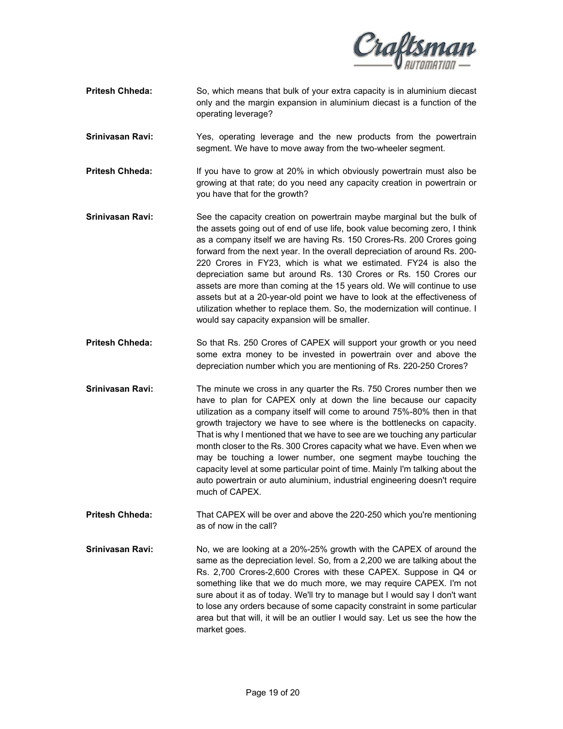**Pritesh Chheda:** So, which means that bulk of your extra capacity is in aluminium diecast only and the margin expansion in aluminium diecast is a function of the operating leverage?

**Srinivasan Ravi:** Yes, operating leverage and the new products from the powertrain segment. We have to move away from the two-wheeler segment.

**Pritesh Chheda:** If you have to grow at 20% in which obviously powertrain must also be growing at that rate; do you need any capacity creation in powertrain or you have that for the growth?

**Srinivasan Ravi:** See the capacity creation on powertrain maybe marginal but the bulk of the assets going out of end of use life, book value becoming zero, I think as a company itself we are having Rs. 150 Crores-Rs. 200 Crores going forward from the next year. In the overall depreciation of around Rs. 200-220 Crores in FY23, which is what we estimated. FY24 is also the depreciation same but around Rs. 130 Crores or Rs. 150 Crores our assets are more than coming at the 15 years old. We will continue to use assets but at a 20-year-old point we have to look at the effectiveness of utilization whether to replace them. So, the modernization will continue. I would say capacity expansion will be smaller.

**Pritesh Chheda:** So that Rs. 250 Crores of CAPEX will support your growth or you need some extra money to be invested in powertrain over and above the depreciation number which you are mentioning of Rs. 220-250 Crores?

**Srinivasan Ravi:** The minute we cross in any quarter the Rs. 750 Crores number then we have to plan for CAPEX only at down the line because our capacity utilization as a company itself will come to around 75%-80% then in that growth trajectory we have to see where is the bottlenecks on capacity. That is why I mentioned that we have to see are we touching any particular month closer to the Rs. 300 Crores capacity what we have. Even when we may be touching a lower number, one segment maybe touching the capacity level at some particular point of time. Mainly I'm talking about the auto powertrain or auto aluminium, industrial engineering doesn't require much of CAPEX.

**Pritesh Chheda:** That CAPEX will be over and above the 220-250 which you're mentioning as of now in the call?

**Srinivasan Ravi:** No, we are looking at a 20%-25% growth with the CAPEX of around the same as the depreciation level. So, from a 2,200 we are talking about the Rs. 2,700 Crores-2,600 Crores with these CAPEX. Suppose in Q4 or something like that we do much more, we may require CAPEX. I'm not sure about it as of today. We'll try to manage but I would say I don't want to lose any orders because of some capacity constraint in some particular area but that will, it will be an outlier I would say. Let us see the how the market goes.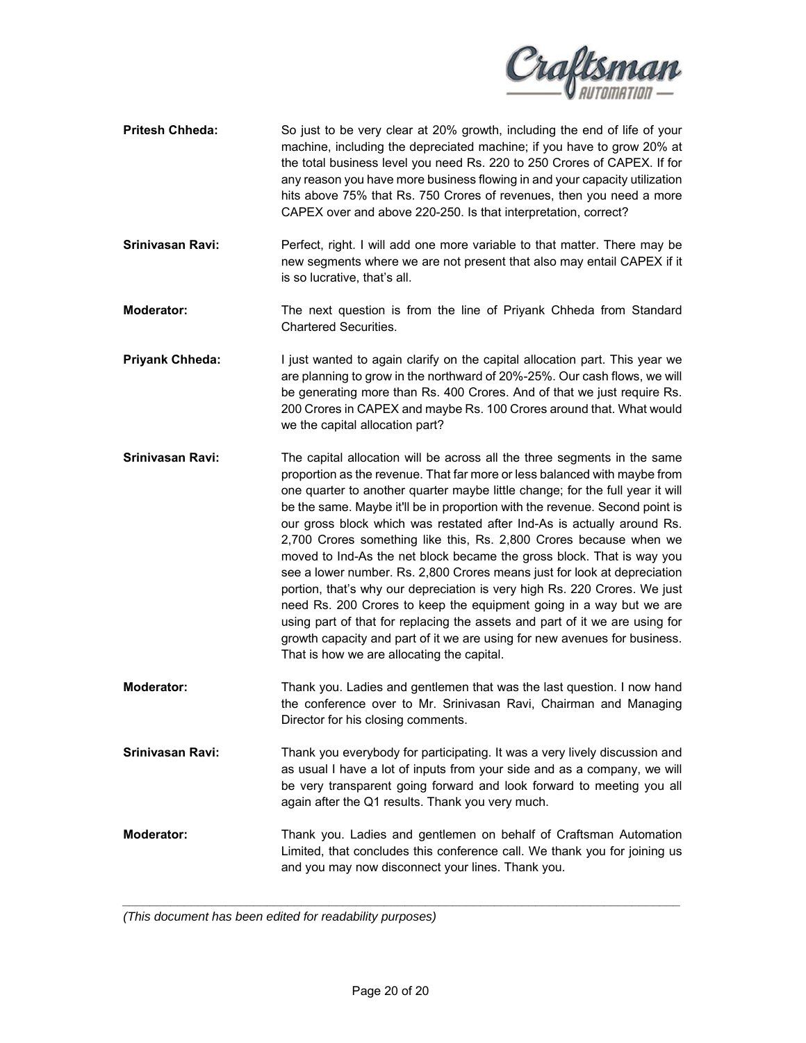**Pritesh Chheda:** So just to be very clear at 20% growth, including the end of life of your machine, including the depreciated machine; if you have to grow 20% at the total business level you need Rs. 220 to 250 Crores of CAPEX. If for any reason you have more business flowing in and your capacity utilization hits above 75% that Rs. 750 Crores of revenues, then you need a more CAPEX over and above 220-250. Is that interpretation, correct?

**Srinivasan Ravi:** Perfect, right. I will add one more variable to that matter. There may be new segments where we are not present that also may entail CAPEX if it is so lucrative, that's all.

**Moderator:** The next question is from the line of Priyank Chheda from Standard Chartered Securities.

**Priyank Chheda:** I just wanted to again clarify on the capital allocation part. This year we are planning to grow in the northward of 20%-25%. Our cash flows, we will be generating more than Rs. 400 Crores. And of that we just require Rs. 200 Crores in CAPEX and maybe Rs. 100 Crores around that. What would we the capital allocation part?

**Srinivasan Ravi:** The capital allocation will be across all the three segments in the same proportion as the revenue. That far more or less balanced with maybe from one quarter to another quarter maybe little change; for the full year it will be the same. Maybe it'll be in proportion with the revenue. Second point is our gross block which was restated after Ind-As is actually around Rs. 2,700 Crores something like this, Rs. 2,800 Crores because when we moved to Ind-As the net block became the gross block. That is way you see a lower number. Rs. 2,800 Crores means just for look at depreciation portion, that's why our depreciation is very high Rs. 220 Crores. We just need Rs. 200 Crores to keep the equipment going in a way but we are using part of that for replacing the assets and part of it we are using for growth capacity and part of it we are using for new avenues for business. That is how we are allocating the capital.

**Moderator:** Thank you. Ladies and gentlemen that was the last question. I now hand the conference over to Mr. Srinivasan Ravi, Chairman and Managing Director for his closing comments.

**Srinivasan Ravi:** Thank you everybody for participating. It was a very lively discussion and as usual I have a lot of inputs from your side and as a company, we will be very transparent going forward and look forward to meeting you all again after the Q1 results. Thank you very much.

**Moderator:** Thank you. Ladies and gentlemen on behalf of Craftsman Automation Limited, that concludes this conference call. We thank you for joining us and you may now disconnect your lines. Thank you.

---

*(This document has been edited for readability purposes)*